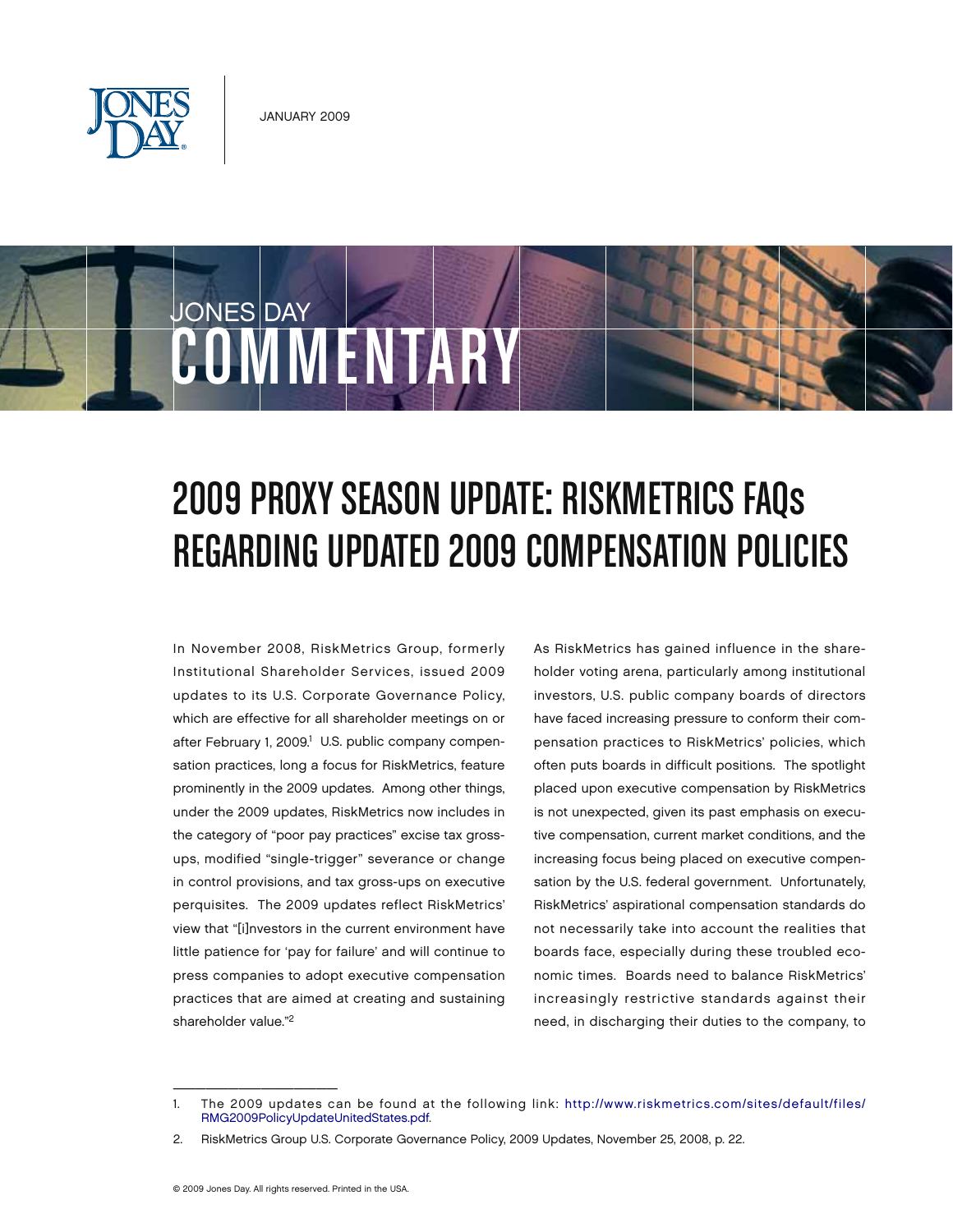JANUARY 2009

JONES DAY

# COMMENTARY

# 2009 PROXY SEASON UPDATE: RISKMETRICS FAQs REGARDING UPDATED 2009 COMPENSATION POLICIES

In November 2008, RiskMetrics Group, formerly Institutional Shareholder Services, issued 2009 updates to its U.S. Corporate Governance Policy, which are effective for all shareholder meetings on or after February 1, 2009.[1] U.S. public company compensation practices, long a focus for RiskMetrics, feature prominently in the 2009 updates. Among other things, under the 2009 updates, RiskMetrics now includes in the category of "poor pay practices" excise tax gross-ups, modified "single-trigger" severance or change in control provisions, and tax gross-ups on executive perquisites. The 2009 updates reflect RiskMetrics' view that "[i]nvestors in the current environment have little patience for 'pay for failure' and will continue to press companies to adopt executive compensation practices that are aimed at creating and sustaining shareholder value."[2]

As RiskMetrics has gained influence in the shareholder voting arena, particularly among institutional investors, U.S. public company boards of directors have faced increasing pressure to conform their compensation practices to RiskMetrics' policies, which often puts boards in difficult positions. The spotlight placed upon executive compensation by RiskMetrics is not unexpected, given its past emphasis on executive compensation, current market conditions, and the increasing focus being placed on executive compensation by the U.S. federal government. Unfortunately, RiskMetrics' aspirational compensation standards do not necessarily take into account the realities that boards face, especially during these troubled economic times. Boards need to balance RiskMetrics' increasingly restrictive standards against their need, in discharging their duties to the company, to

1. The 2009 updates can be found at the following link: http://www.riskmetrics.com/sites/default/files/RMG2009PolicyUpdateUnitedStates.pdf.

2. RiskMetrics Group U.S. Corporate Governance Policy, 2009 Updates, November 25, 2008, p. 22.

© 2009 Jones Day. All rights reserved. Printed in the USA.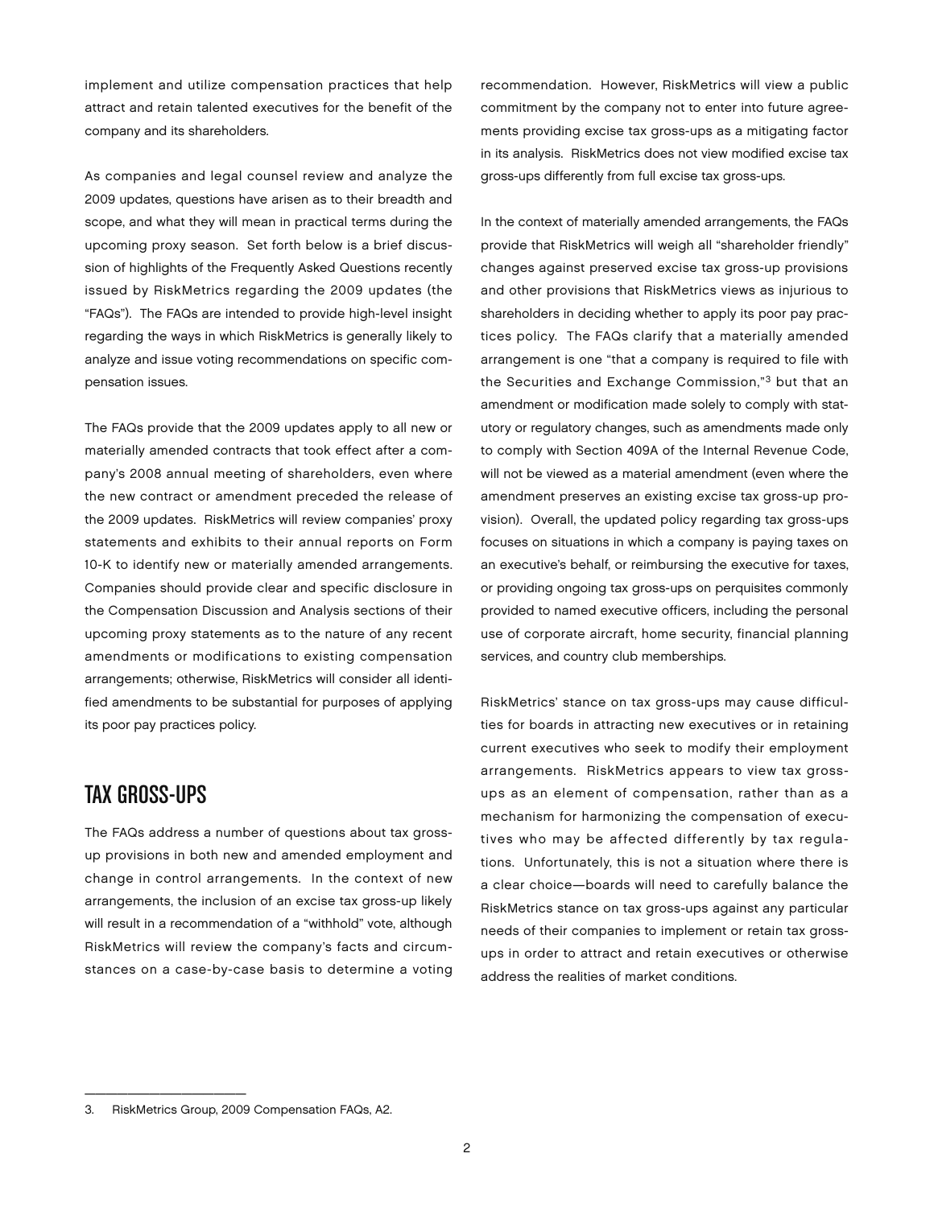implement and utilize compensation practices that help attract and retain talented executives for the benefit of the company and its shareholders.

As companies and legal counsel review and analyze the 2009 updates, questions have arisen as to their breadth and scope, and what they will mean in practical terms during the upcoming proxy season. Set forth below is a brief discussion of highlights of the Frequently Asked Questions recently issued by RiskMetrics regarding the 2009 updates (the "FAQs"). The FAQs are intended to provide high-level insight regarding the ways in which RiskMetrics is generally likely to analyze and issue voting recommendations on specific compensation issues.

The FAQs provide that the 2009 updates apply to all new or materially amended contracts that took effect after a company's 2008 annual meeting of shareholders, even where the new contract or amendment preceded the release of the 2009 updates. RiskMetrics will review companies' proxy statements and exhibits to their annual reports on Form 10-K to identify new or materially amended arrangements. Companies should provide clear and specific disclosure in the Compensation Discussion and Analysis sections of their upcoming proxy statements as to the nature of any recent amendments or modifications to existing compensation arrangements; otherwise, RiskMetrics will consider all identified amendments to be substantial for purposes of applying its poor pay practices policy.

## TAX GROSS-UPS

The FAQs address a number of questions about tax gross-up provisions in both new and amended employment and change in control arrangements. In the context of new arrangements, the inclusion of an excise tax gross-up likely will result in a recommendation of a "withhold" vote, although RiskMetrics will review the company's facts and circumstances on a case-by-case basis to determine a voting recommendation. However, RiskMetrics will view a public commitment by the company not to enter into future agreements providing excise tax gross-ups as a mitigating factor in its analysis. RiskMetrics does not view modified excise tax gross-ups differently from full excise tax gross-ups.

In the context of materially amended arrangements, the FAQs provide that RiskMetrics will weigh all "shareholder friendly" changes against preserved excise tax gross-up provisions and other provisions that RiskMetrics views as injurious to shareholders in deciding whether to apply its poor pay practices policy. The FAQs clarify that a materially amended arrangement is one "that a company is required to file with the Securities and Exchange Commission,"[3] but that an amendment or modification made solely to comply with statutory or regulatory changes, such as amendments made only to comply with Section 409A of the Internal Revenue Code, will not be viewed as a material amendment (even where the amendment preserves an existing excise tax gross-up provision). Overall, the updated policy regarding tax gross-ups focuses on situations in which a company is paying taxes on an executive's behalf, or reimbursing the executive for taxes, or providing ongoing tax gross-ups on perquisites commonly provided to named executive officers, including the personal use of corporate aircraft, home security, financial planning services, and country club memberships.

RiskMetrics' stance on tax gross-ups may cause difficulties for boards in attracting new executives or in retaining current executives who seek to modify their employment arrangements. RiskMetrics appears to view tax gross-ups as an element of compensation, rather than as a mechanism for harmonizing the compensation of executives who may be affected differently by tax regulations. Unfortunately, this is not a situation where there is a clear choice—boards will need to carefully balance the RiskMetrics stance on tax gross-ups against any particular needs of their companies to implement or retain tax gross-ups in order to attract and retain executives or otherwise address the realities of market conditions.

---

3. RiskMetrics Group, 2009 Compensation FAQs, A2.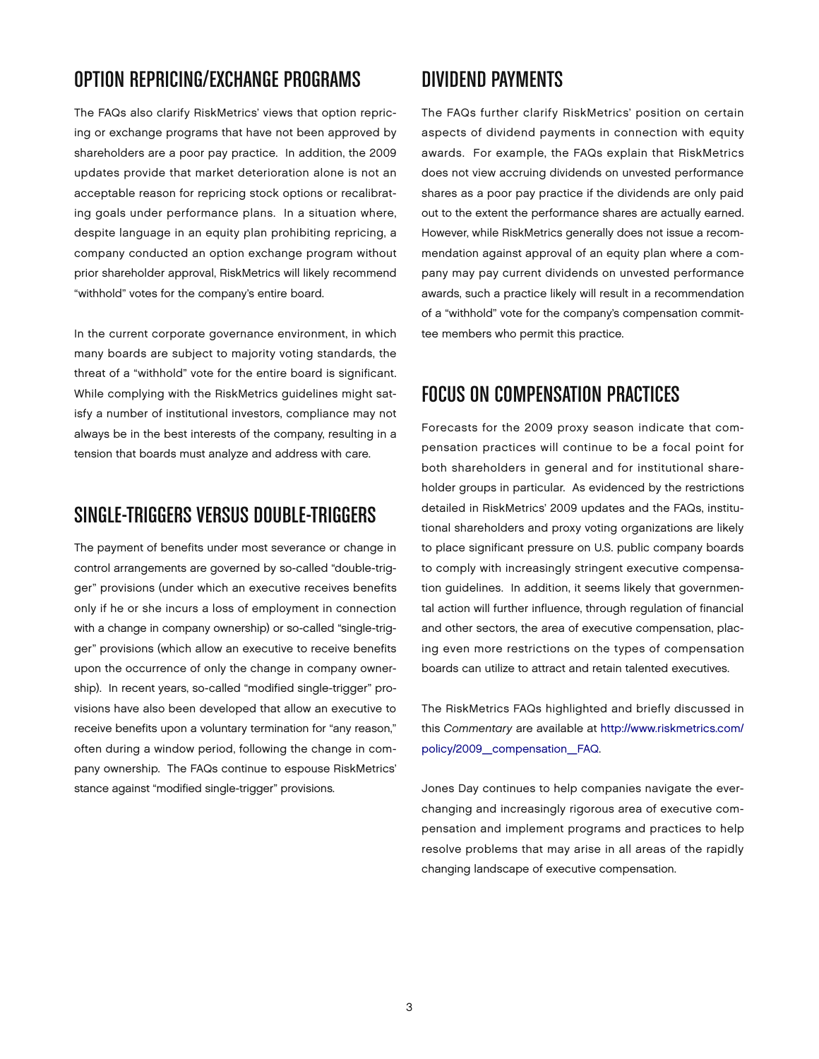## OPTION REPRICING/EXCHANGE PROGRAMS

The FAQs also clarify RiskMetrics' views that option repricing or exchange programs that have not been approved by shareholders are a poor pay practice. In addition, the 2009 updates provide that market deterioration alone is not an acceptable reason for repricing stock options or recalibrating goals under performance plans. In a situation where, despite language in an equity plan prohibiting repricing, a company conducted an option exchange program without prior shareholder approval, RiskMetrics will likely recommend "withhold" votes for the company's entire board.

In the current corporate governance environment, in which many boards are subject to majority voting standards, the threat of a "withhold" vote for the entire board is significant. While complying with the RiskMetrics guidelines might satisfy a number of institutional investors, compliance may not always be in the best interests of the company, resulting in a tension that boards must analyze and address with care.

## SINGLE-TRIGGERS VERSUS DOUBLE-TRIGGERS

The payment of benefits under most severance or change in control arrangements are governed by so-called "double-trigger" provisions (under which an executive receives benefits only if he or she incurs a loss of employment in connection with a change in company ownership) or so-called "single-trigger" provisions (which allow an executive to receive benefits upon the occurrence of only the change in company ownership). In recent years, so-called "modified single-trigger" provisions have also been developed that allow an executive to receive benefits upon a voluntary termination for "any reason," often during a window period, following the change in company ownership. The FAQs continue to espouse RiskMetrics' stance against "modified single-trigger" provisions.

## DIVIDEND PAYMENTS

The FAQs further clarify RiskMetrics' position on certain aspects of dividend payments in connection with equity awards. For example, the FAQs explain that RiskMetrics does not view accruing dividends on unvested performance shares as a poor pay practice if the dividends are only paid out to the extent the performance shares are actually earned. However, while RiskMetrics generally does not issue a recommendation against approval of an equity plan where a company may pay current dividends on unvested performance awards, such a practice likely will result in a recommendation of a "withhold" vote for the company's compensation committee members who permit this practice.

## FOCUS ON COMPENSATION PRACTICES

Forecasts for the 2009 proxy season indicate that compensation practices will continue to be a focal point for both shareholders in general and for institutional shareholder groups in particular. As evidenced by the restrictions detailed in RiskMetrics' 2009 updates and the FAQs, institutional shareholders and proxy voting organizations are likely to place significant pressure on U.S. public company boards to comply with increasingly stringent executive compensation guidelines. In addition, it seems likely that governmental action will further influence, through regulation of financial and other sectors, the area of executive compensation, placing even more restrictions on the types of compensation boards can utilize to attract and retain talented executives.

The RiskMetrics FAQs highlighted and briefly discussed in this *Commentary* are available at http://www.riskmetrics.com/policy/2009_compensation_FAQ.

Jones Day continues to help companies navigate the ever-changing and increasingly rigorous area of executive compensation and implement programs and practices to help resolve problems that may arise in all areas of the rapidly changing landscape of executive compensation.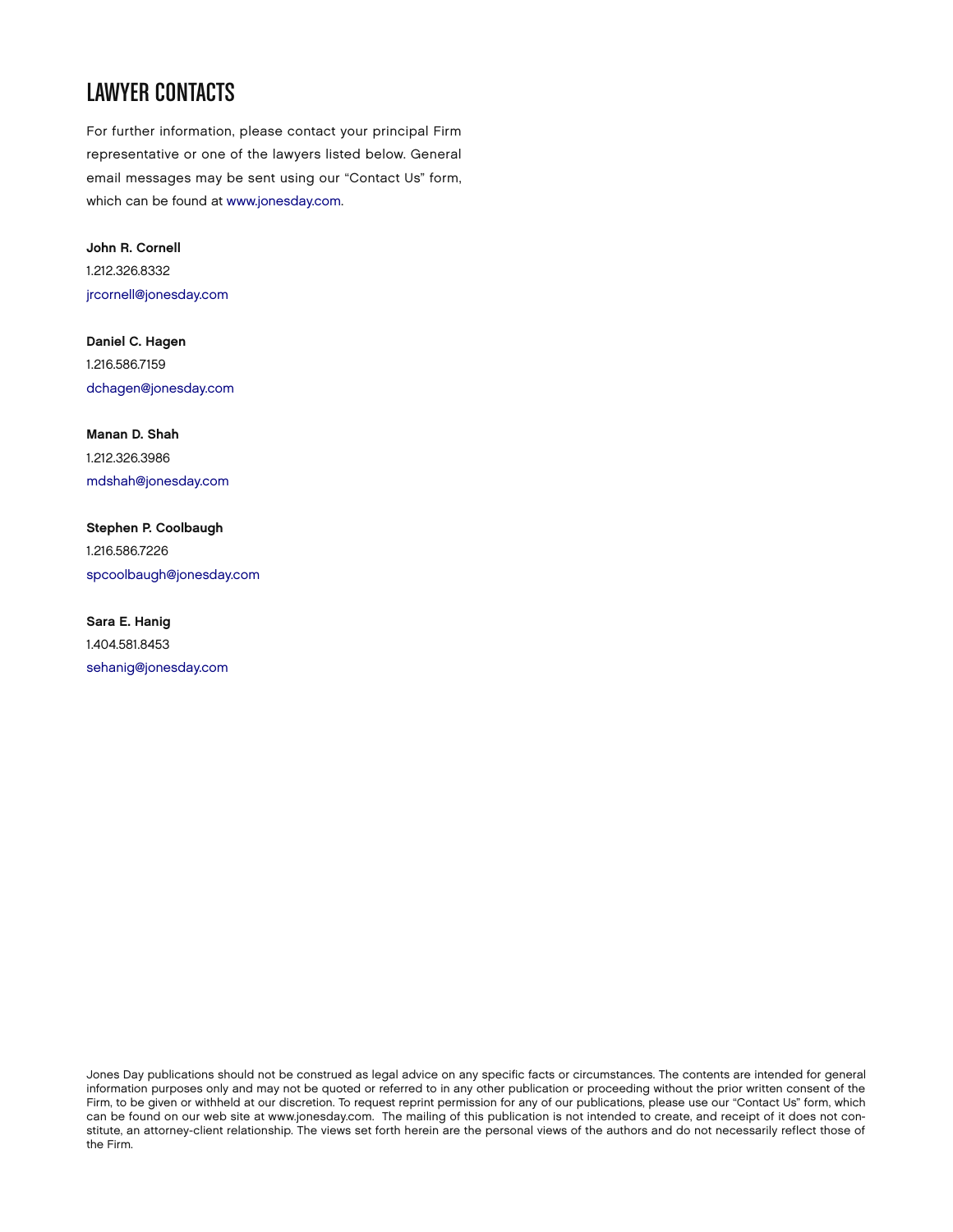## LAWYER CONTACTS

For further information, please contact your principal Firm representative or one of the lawyers listed below. General email messages may be sent using our "Contact Us" form, which can be found at www.jonesday.com.

**John R. Cornell**
1.212.326.8332
jrcornell@jonesday.com

**Daniel C. Hagen**
1.216.586.7159
dchagen@jonesday.com

**Manan D. Shah**
1.212.326.3986
mdshah@jonesday.com

**Stephen P. Coolbaugh**
1.216.586.7226
spcoolbaugh@jonesday.com

**Sara E. Hanig**
1.404.581.8453
sehanig@jonesday.com

Jones Day publications should not be construed as legal advice on any specific facts or circumstances. The contents are intended for general information purposes only and may not be quoted or referred to in any other publication or proceeding without the prior written consent of the Firm, to be given or withheld at our discretion. To request reprint permission for any of our publications, please use our "Contact Us" form, which can be found on our web site at www.jonesday.com. The mailing of this publication is not intended to create, and receipt of it does not constitute, an attorney-client relationship. The views set forth herein are the personal views of the authors and do not necessarily reflect those of the Firm.